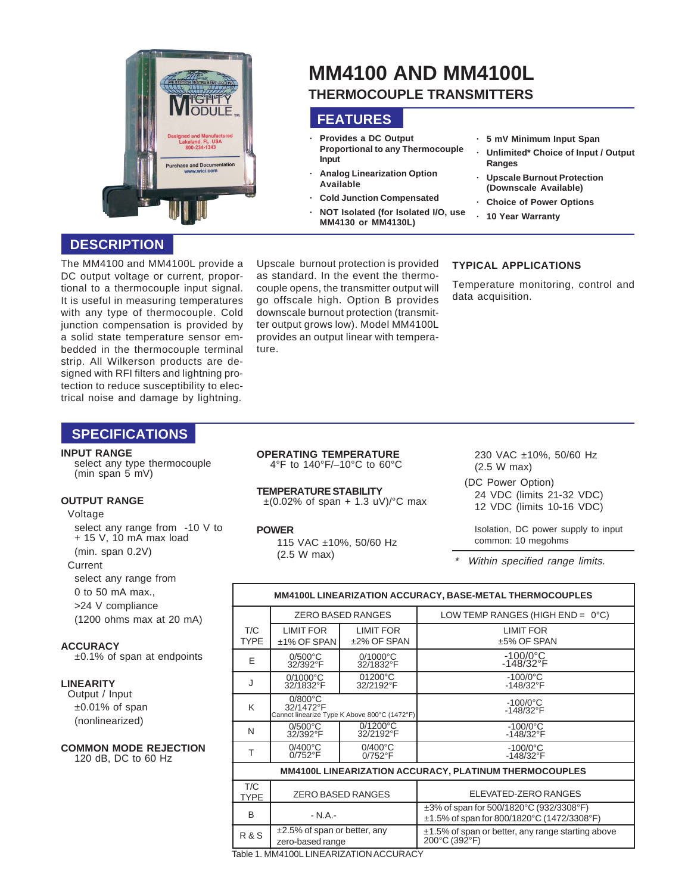# MM4100 AND MM4100L

## THERMOCOUPLE TRANSMITTERS

## FEATURES

- **Provides a DC Output Proportional to any Thermocouple Input**
- **Analog Linearization Option Available**
- **Cold Junction Compensated**
- **NOT Isolated (for Isolated I/O, use MM4130 or MM4130L)**
- **5 mV Minimum Input Span**
- **Unlimited* Choice of Input / Output Ranges**
- **Upscale Burnout Protection (Downscale Available)**
- **Choice of Power Options**
- **10 Year Warranty**

## DESCRIPTION

The MM4100 and MM4100L provide a DC output voltage or current, proportional to a thermocouple input signal. It is useful in measuring temperatures with any type of thermocouple. Cold junction compensation is provided by a solid state temperature sensor embedded in the thermocouple terminal strip. All Wilkerson products are designed with RFI filters and lightning protection to reduce susceptibility to electrical noise and damage by lightning.

Upscale burnout protection is provided as standard. In the event the thermocouple opens, the transmitter output will go offscale high. Option B provides downscale burnout protection (transmitter output grows low). Model MM4100L provides an output linear with temperature.

### TYPICAL APPLICATIONS

Temperature monitoring, control and data acquisition.

## SPECIFICATIONS

**INPUT RANGE**
select any type thermocouple (min span 5 mV)

**OUTPUT RANGE**
Voltage
select any range from -10 V to + 15 V, 10 mA max load
(min. span 0.2V)
Current
select any range from
0 to 50 mA max.,
>24 V compliance
(1200 ohms max at 20 mA)

**ACCURACY**
±0.1% of span at endpoints

**LINEARITY**
Output / Input
±0.01% of span
(nonlinearized)

**COMMON MODE REJECTION**
120 dB, DC to 60 Hz

**OPERATING TEMPERATURE**
4°F to 140°F/–10°C to 60°C

**TEMPERATURE STABILITY**
±(0.02% of span + 1.3 uV)/°C max

**POWER**
115 VAC ±10%, 50/60 Hz
(2.5 W max)
230 VAC ±10%, 50/60 Hz
(2.5 W max)
(DC Power Option)
24 VDC (limits 21-32 VDC)
12 VDC (limits 10-16 VDC)

Isolation, DC power supply to input common: 10 megohms

\* *Within specified range limits.*

| MM4100L LINEARIZATION ACCURACY, BASE-METAL THERMOCOUPLES | | | |
|---|---|---|---|
| | ZERO BASED RANGES | | LOW TEMP RANGES (HIGH END = 0°C) |
| T/C TYPE | LIMIT FOR ±1% OF SPAN | LIMIT FOR ±2% OF SPAN | LIMIT FOR ±5% OF SPAN |
| E | 0/500°C 32/392°F | 0/1000°C 32/1832°F | -100/0°C -148/32°F |
| J | 0/1000°C 32/1832°F | 01200°C 32/2192°F | -100/0°C -148/32°F |
| K | 0/800°C 32/1472°F Cannot linearize Type K Above 800°C (1472°F) | | -100/0°C -148/32°F |
| N | 0/500°C 32/392°F | 0/1200°C 32/2192°F | -100/0°C -148/32°F |
| T | 0/400°C 0/752°F | 0/400°C 0/752°F | -100/0°C -148/32°F |
| **MM4100L LINEARIZATION ACCURACY, PLATINUM THERMOCOUPLES** | | | |
| T/C TYPE | ZERO BASED RANGES | | ELEVATED-ZERO RANGES |
| B | - N.A.- | | ±3% of span for 500/1820°C (932/3308°F) ±1.5% of span for 800/1820°C (1472/3308°F) |
| R & S | ±2.5% of span or better, any zero-based range | | ±1.5% of span or better, any range starting above 200°C (392°F) |

Table 1. MM4100L LINEARIZATION ACCURACY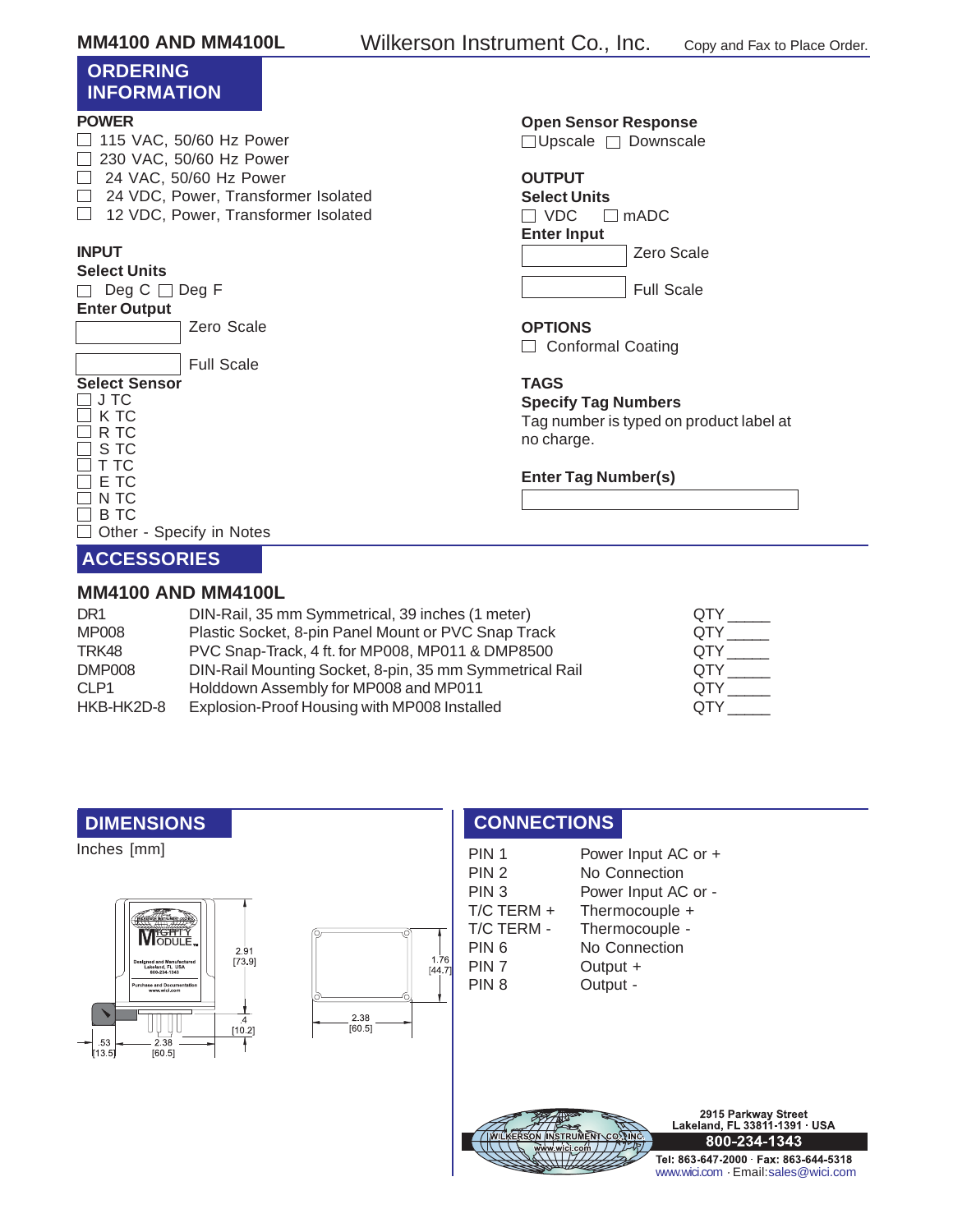Wilkerson Instrument Co., Inc. Copy and Fax to Place Order.

## ORDERING INFORMATION

**POWER**

- ☐ 115 VAC, 50/60 Hz Power
- ☐ 230 VAC, 50/60 Hz Power
- ☐ 24 VAC, 50/60 Hz Power
- ☐ 24 VDC, Power, Transformer Isolated
- ☐ 12 VDC, Power, Transformer Isolated

**INPUT**

**Select Units**

☐ Deg C ☐ Deg F

**Enter Output**

______ Zero Scale

______ Full Scale

**Select Sensor**

- ☐ J TC
- ☐ K TC
- ☐ R TC
- ☐ S TC
- ☐ T TC
- ☐ E TC
- ☐ N TC
- ☐ B TC
- ☐ Other - Specify in Notes

**Open Sensor Response**

☐ Upscale ☐ Downscale

**OUTPUT**

**Select Units**

☐ VDC ☐ mADC

**Enter Input**

______ Zero Scale

______ Full Scale

**OPTIONS**

☐ Conformal Coating

**TAGS**

**Specify Tag Numbers**

Tag number is typed on product label at no charge.

**Enter Tag Number(s)**

______

## ACCESSORIES

### MM4100 AND MM4100L

| | | |
|---|---|---|
| DR1 | DIN-Rail, 35 mm Symmetrical, 39 inches (1 meter) | QTY _____ |
| MP008 | Plastic Socket, 8-pin Panel Mount or PVC Snap Track | QTY _____ |
| TRK48 | PVC Snap-Track, 4 ft. for MP008, MP011 & DMP8500 | QTY _____ |
| DMP008 | DIN-Rail Mounting Socket, 8-pin, 35 mm Symmetrical Rail | QTY _____ |
| CLP1 | Holddown Assembly for MP008 and MP011 | QTY _____ |
| HKB-HK2D-8 | Explosion-Proof Housing with MP008 Installed | QTY _____ |

## DIMENSIONS

Inches [mm]

2.91 [73.9]
.4 [10.2]
.53 [13.5]
2.38 [60.5]
1.76 [44.7]
2.38 [60.5]

## CONNECTIONS

| | |
|---|---|
| PIN 1 | Power Input AC or + |
| PIN 2 | No Connection |
| PIN 3 | Power Input AC or - |
| T/C TERM + | Thermocouple + |
| T/C TERM - | Thermocouple - |
| PIN 6 | No Connection |
| PIN 7 | Output + |
| PIN 8 | Output - |

WILKERSON INSTRUMENT CO., INC.
www.wici.com

2915 Parkway Street
Lakeland, FL 33811-1391 · USA
800-234-1343
Tel: 863-647-2000 · Fax: 863-644-5318
www.wici.com · Email:sales@wici.com